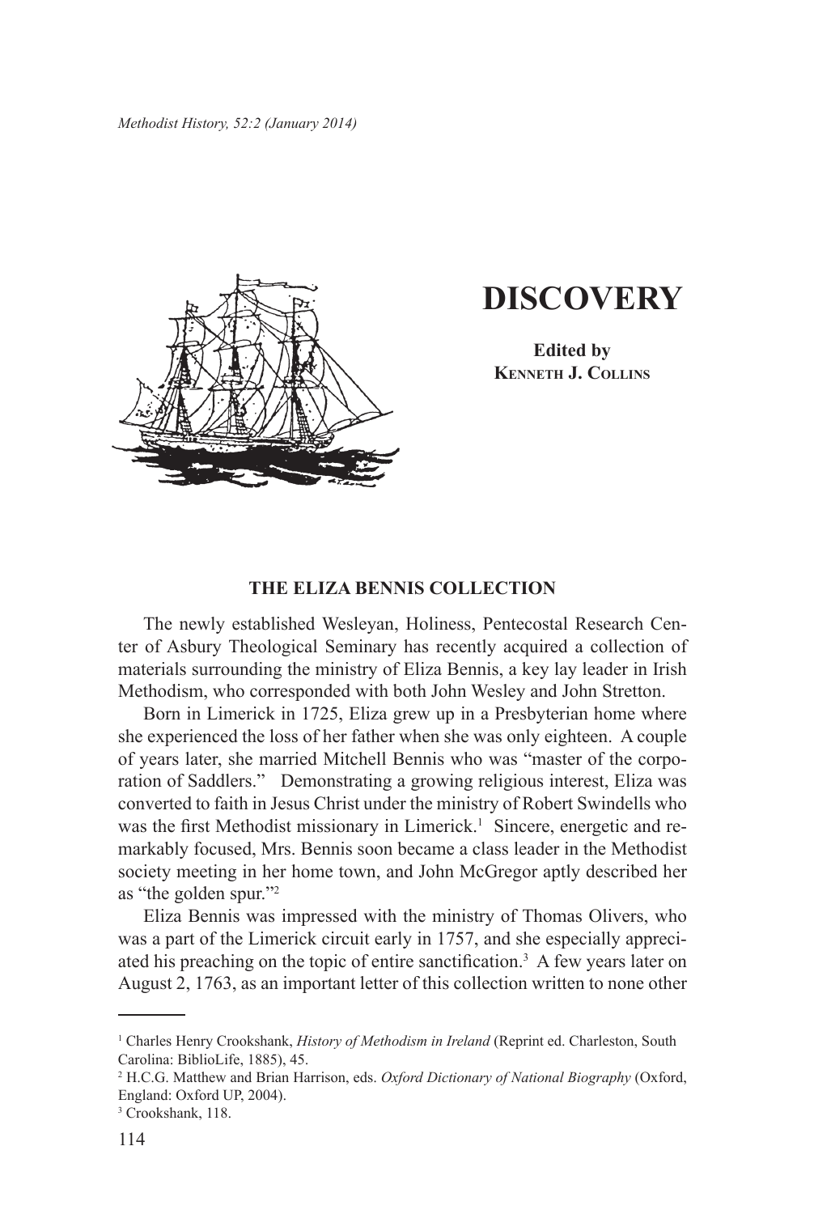# DISCOVERY

**Edited by**
**KENNETH J. COLLINS**

## THE ELIZA BENNIS COLLECTION

The newly established Wesleyan, Holiness, Pentecostal Research Center of Asbury Theological Seminary has recently acquired a collection of materials surrounding the ministry of Eliza Bennis, a key lay leader in Irish Methodism, who corresponded with both John Wesley and John Stretton.

Born in Limerick in 1725, Eliza grew up in a Presbyterian home where she experienced the loss of her father when she was only eighteen. A couple of years later, she married Mitchell Bennis who was "master of the corporation of Saddlers." Demonstrating a growing religious interest, Eliza was converted to faith in Jesus Christ under the ministry of Robert Swindells who was the first Methodist missionary in Limerick.[1] Sincere, energetic and remarkably focused, Mrs. Bennis soon became a class leader in the Methodist society meeting in her home town, and John McGregor aptly described her as "the golden spur."[2]

Eliza Bennis was impressed with the ministry of Thomas Olivers, who was a part of the Limerick circuit early in 1757, and she especially appreciated his preaching on the topic of entire sanctification.[3] A few years later on August 2, 1763, as an important letter of this collection written to none other

---

[1] Charles Henry Crookshank, *History of Methodism in Ireland* (Reprint ed. Charleston, South Carolina: BiblioLife, 1885), 45.

[2] H.C.G. Matthew and Brian Harrison, eds. *Oxford Dictionary of National Biography* (Oxford, England: Oxford UP, 2004).

[3] Crookshank, 118.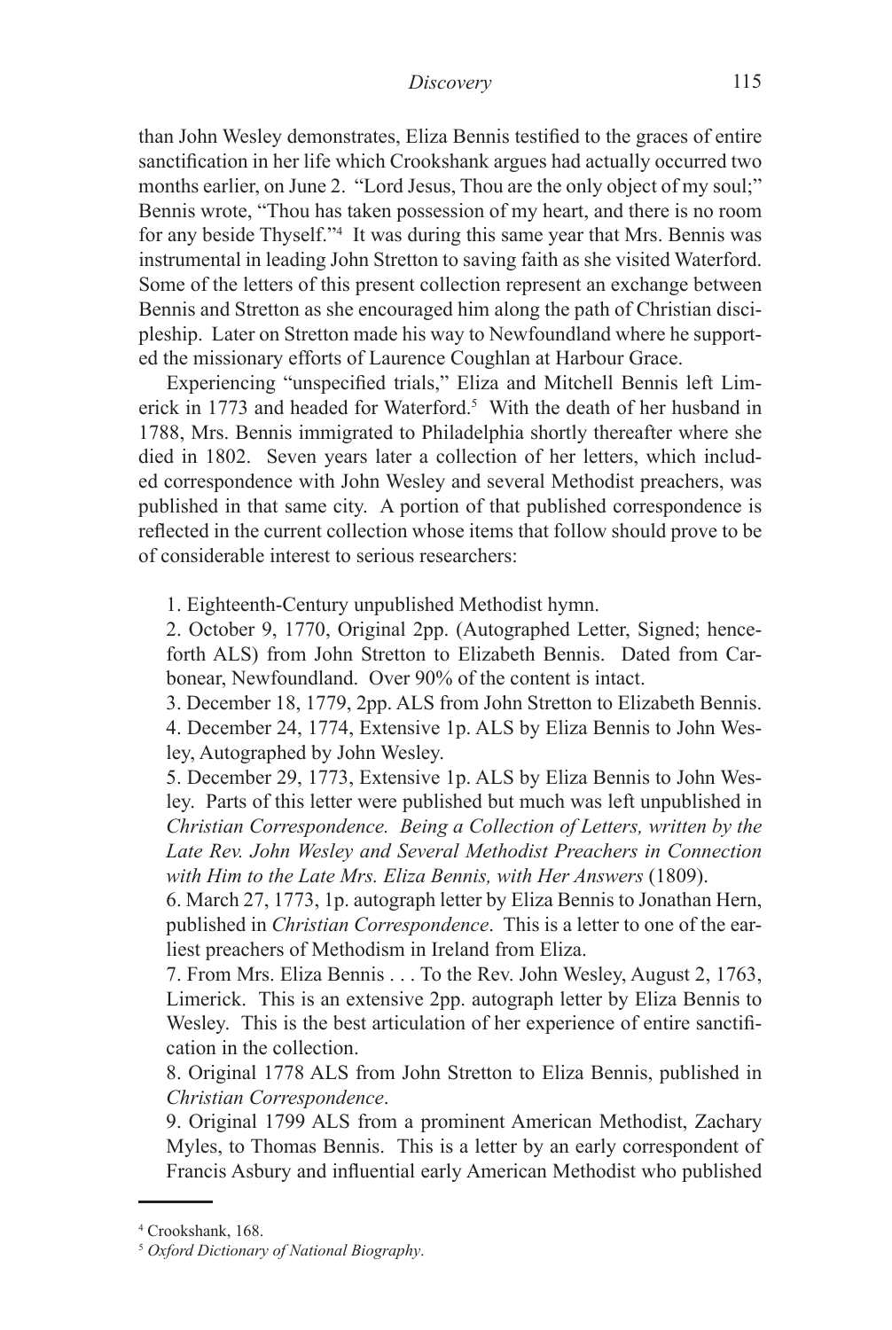than John Wesley demonstrates, Eliza Bennis testified to the graces of entire sanctification in her life which Crookshank argues had actually occurred two months earlier, on June 2. "Lord Jesus, Thou are the only object of my soul;" Bennis wrote, "Thou has taken possession of my heart, and there is no room for any beside Thyself."[4] It was during this same year that Mrs. Bennis was instrumental in leading John Stretton to saving faith as she visited Waterford. Some of the letters of this present collection represent an exchange between Bennis and Stretton as she encouraged him along the path of Christian discipleship. Later on Stretton made his way to Newfoundland where he supported the missionary efforts of Laurence Coughlan at Harbour Grace.

Experiencing "unspecified trials," Eliza and Mitchell Bennis left Limerick in 1773 and headed for Waterford.[5] With the death of her husband in 1788, Mrs. Bennis immigrated to Philadelphia shortly thereafter where she died in 1802. Seven years later a collection of her letters, which included correspondence with John Wesley and several Methodist preachers, was published in that same city. A portion of that published correspondence is reflected in the current collection whose items that follow should prove to be of considerable interest to serious researchers:

1. Eighteenth-Century unpublished Methodist hymn.
2. October 9, 1770, Original 2pp. (Autographed Letter, Signed; henceforth ALS) from John Stretton to Elizabeth Bennis. Dated from Carbonear, Newfoundland. Over 90% of the content is intact.
3. December 18, 1779, 2pp. ALS from John Stretton to Elizabeth Bennis.
4. December 24, 1774, Extensive 1p. ALS by Eliza Bennis to John Wesley, Autographed by John Wesley.
5. December 29, 1773, Extensive 1p. ALS by Eliza Bennis to John Wesley. Parts of this letter were published but much was left unpublished in *Christian Correspondence. Being a Collection of Letters, written by the Late Rev. John Wesley and Several Methodist Preachers in Connection with Him to the Late Mrs. Eliza Bennis, with Her Answers* (1809).
6. March 27, 1773, 1p. autograph letter by Eliza Bennis to Jonathan Hern, published in *Christian Correspondence*. This is a letter to one of the earliest preachers of Methodism in Ireland from Eliza.
7. From Mrs. Eliza Bennis . . . To the Rev. John Wesley, August 2, 1763, Limerick. This is an extensive 2pp. autograph letter by Eliza Bennis to Wesley. This is the best articulation of her experience of entire sanctification in the collection.
8. Original 1778 ALS from John Stretton to Eliza Bennis, published in *Christian Correspondence*.
9. Original 1799 ALS from a prominent American Methodist, Zachary Myles, to Thomas Bennis. This is a letter by an early correspondent of Francis Asbury and influential early American Methodist who published

[4] Crookshank, 168.

[5] *Oxford Dictionary of National Biography*.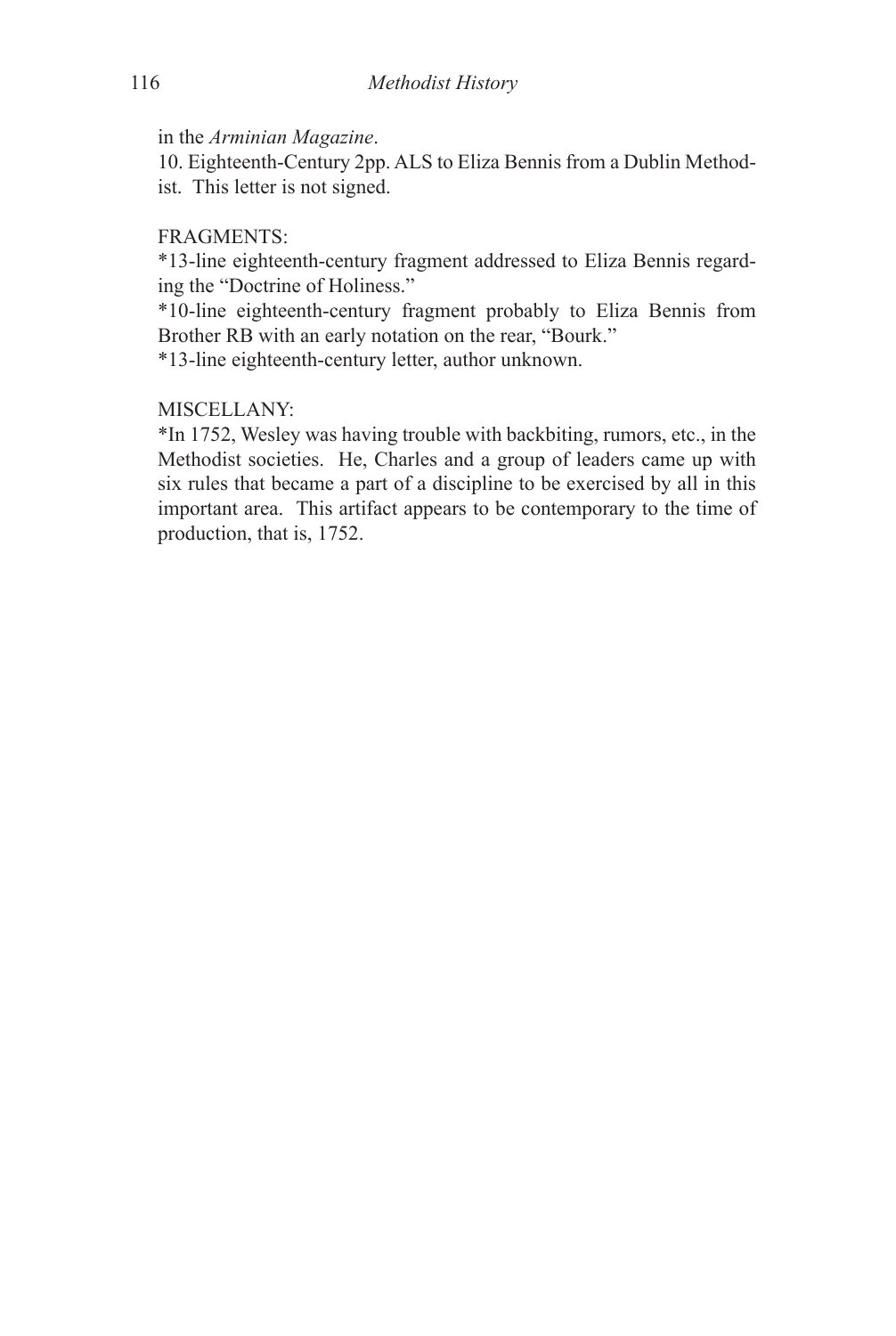in the *Arminian Magazine*.

10. Eighteenth-Century 2pp. ALS to Eliza Bennis from a Dublin Methodist. This letter is not signed.

FRAGMENTS:

*13-line eighteenth-century fragment addressed to Eliza Bennis regarding the "Doctrine of Holiness."

*10-line eighteenth-century fragment probably to Eliza Bennis from Brother RB with an early notation on the rear, "Bourk."

*13-line eighteenth-century letter, author unknown.

MISCELLANY:

*In 1752, Wesley was having trouble with backbiting, rumors, etc., in the Methodist societies. He, Charles and a group of leaders came up with six rules that became a part of a discipline to be exercised by all in this important area. This artifact appears to be contemporary to the time of production, that is, 1752.